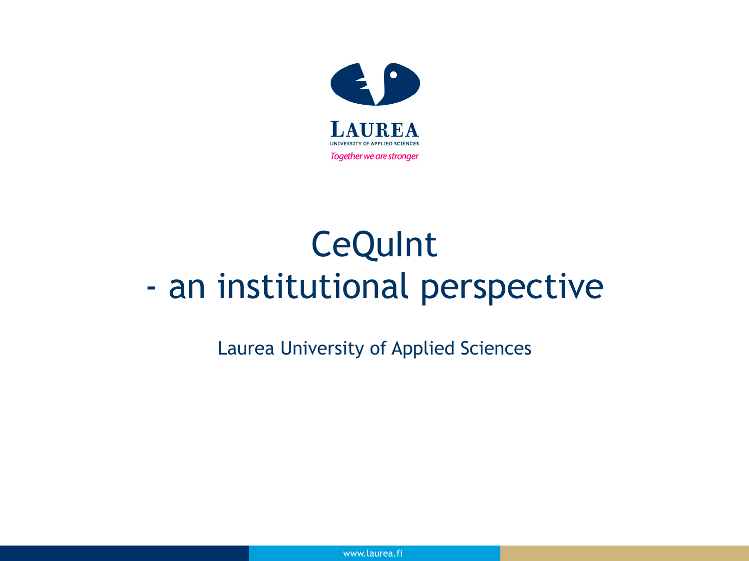LAUREA

UNIVERSITY OF APPLIED SCIENCES

*Together we are stronger*

# CeQuInt - an institutional perspective

Laurea University of Applied Sciences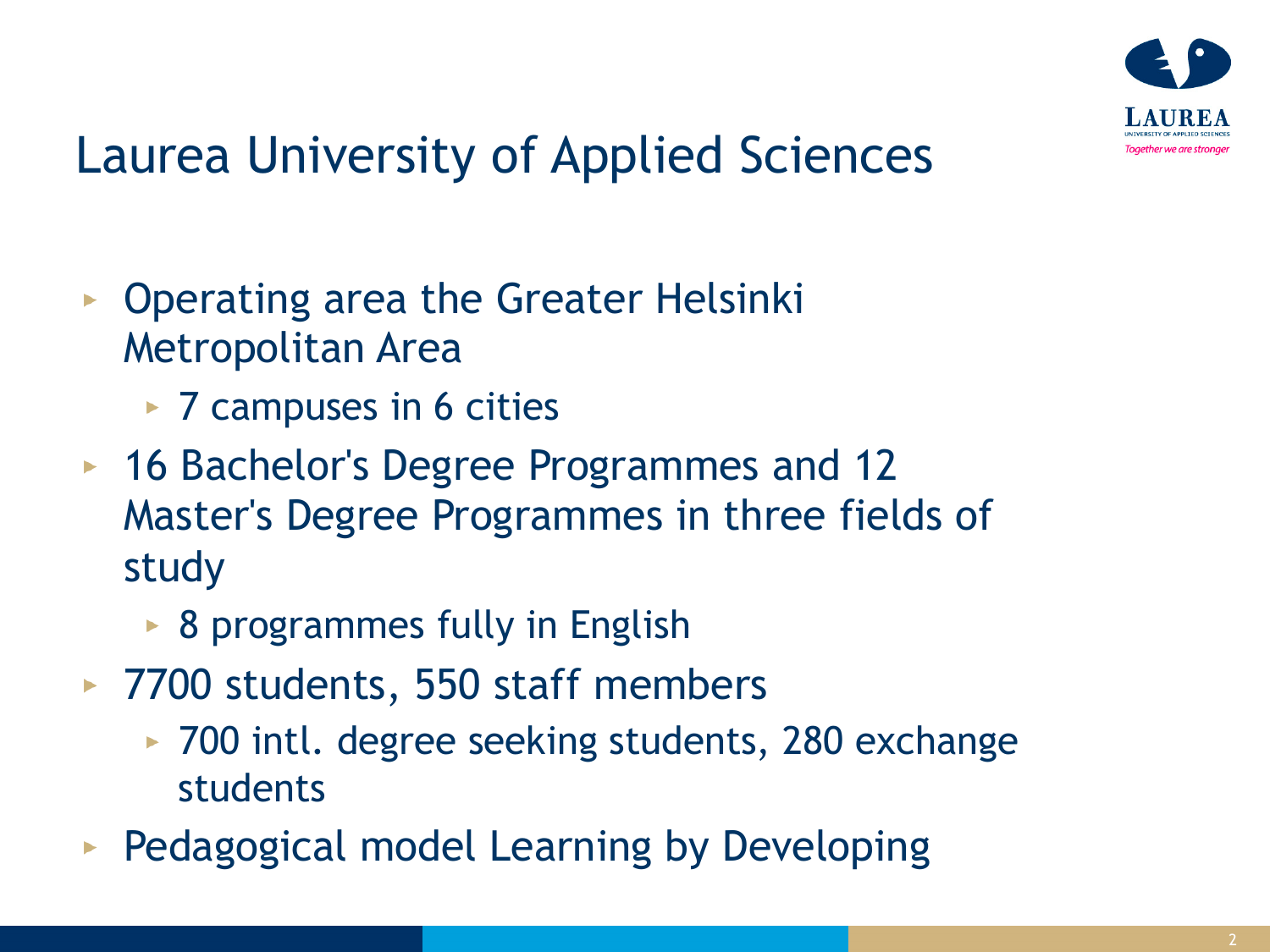# Laurea University of Applied Sciences

- Operating area the Greater Helsinki Metropolitan Area
  - 7 campuses in 6 cities
- 16 Bachelor's Degree Programmes and 12 Master's Degree Programmes in three fields of study
  - 8 programmes fully in English
- 7700 students, 550 staff members
  - 700 intl. degree seeking students, 280 exchange students
- Pedagogical model Learning by Developing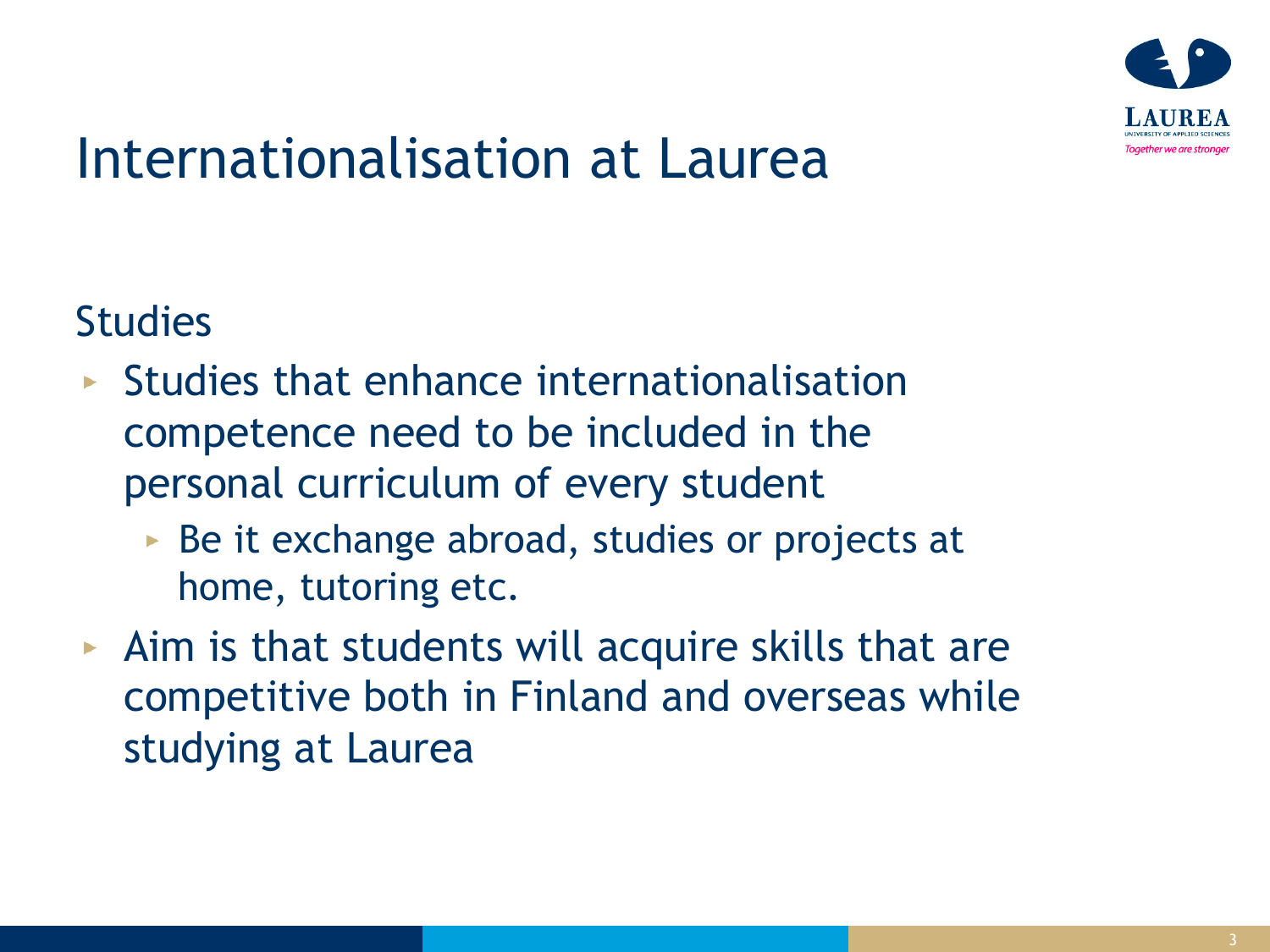# Internationalisation at Laurea

Studies

- Studies that enhance internationalisation competence need to be included in the personal curriculum of every student
  - Be it exchange abroad, studies or projects at home, tutoring etc.
- Aim is that students will acquire skills that are competitive both in Finland and overseas while studying at Laurea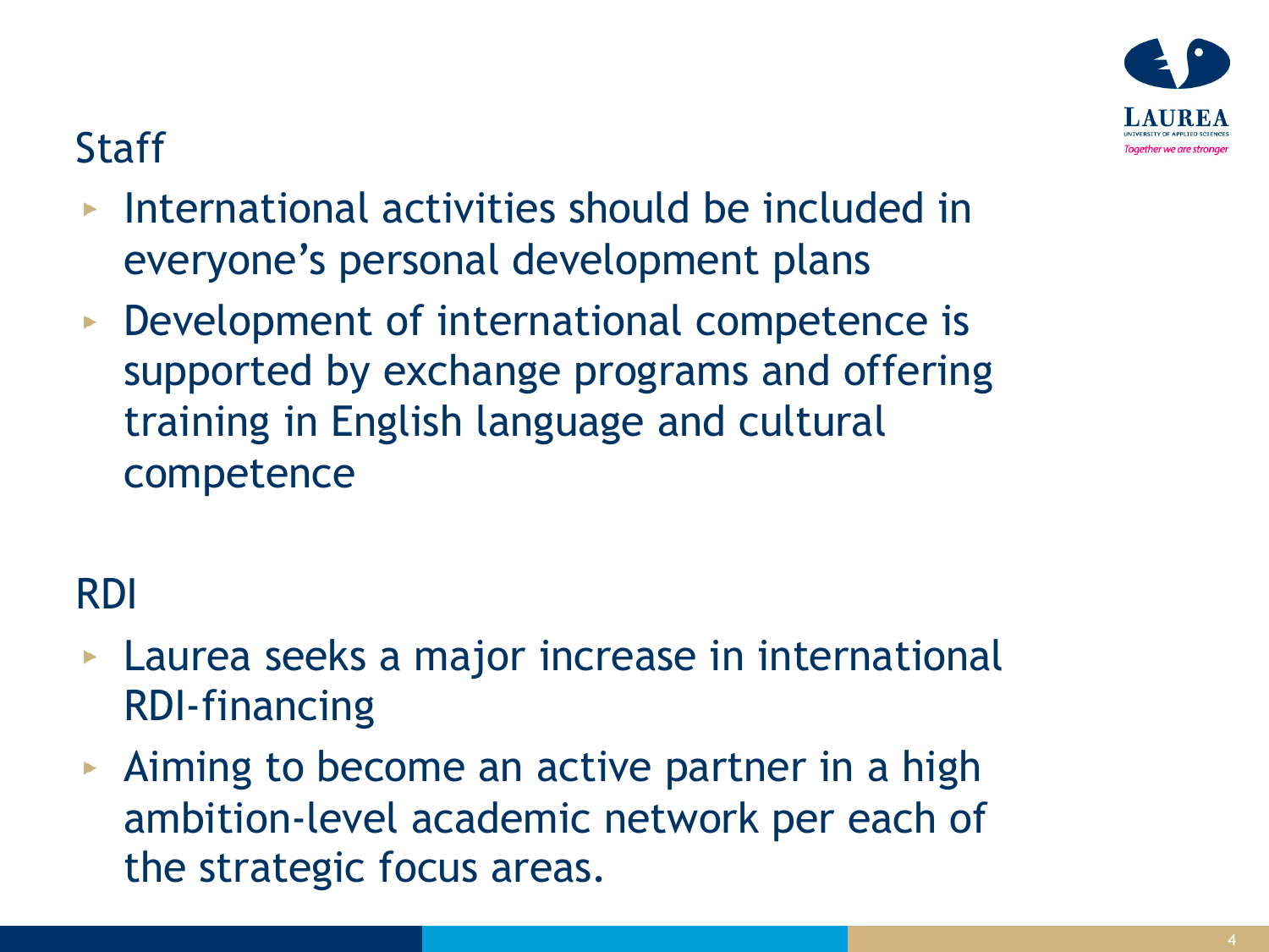## Staff

- International activities should be included in everyone's personal development plans
- Development of international competence is supported by exchange programs and offering training in English language and cultural competence

## RDI

- Laurea seeks a major increase in international RDI-financing
- Aiming to become an active partner in a high ambition-level academic network per each of the strategic focus areas.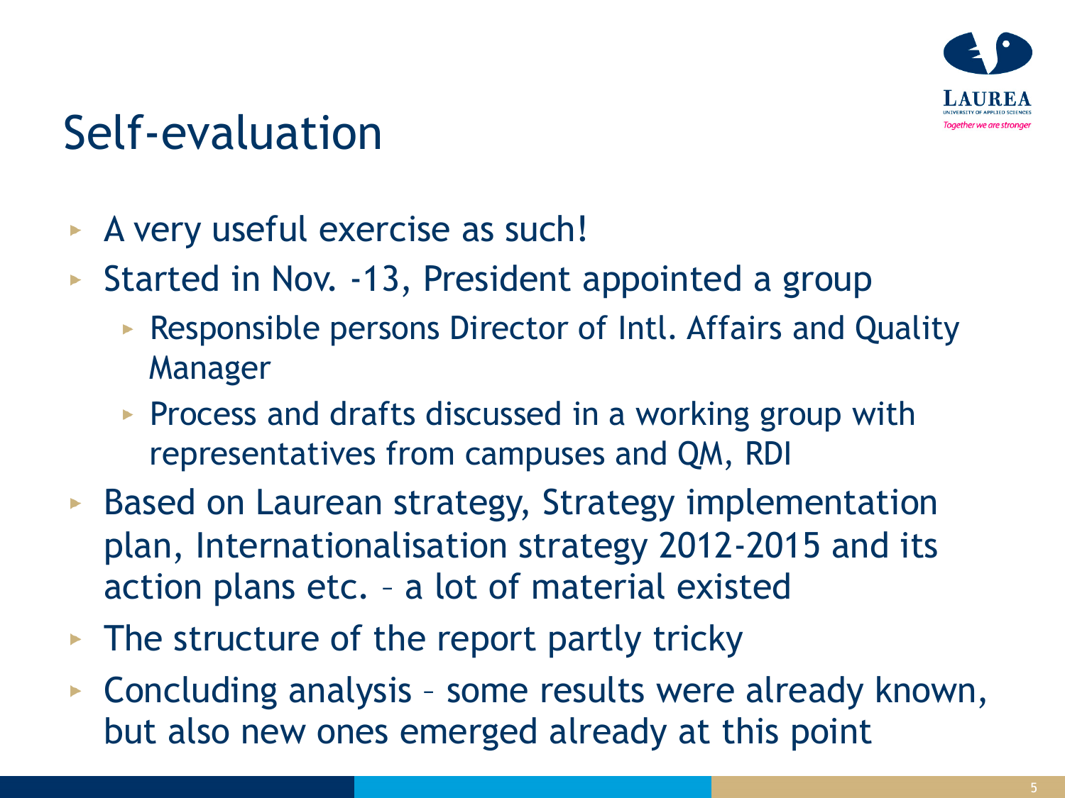# Self-evaluation

- A very useful exercise as such!
- Started in Nov. -13, President appointed a group
  - Responsible persons Director of Intl. Affairs and Quality Manager
  - Process and drafts discussed in a working group with representatives from campuses and QM, RDI
- Based on Laurean strategy, Strategy implementation plan, Internationalisation strategy 2012-2015 and its action plans etc. – a lot of material existed
- The structure of the report partly tricky
- Concluding analysis – some results were already known, but also new ones emerged already at this point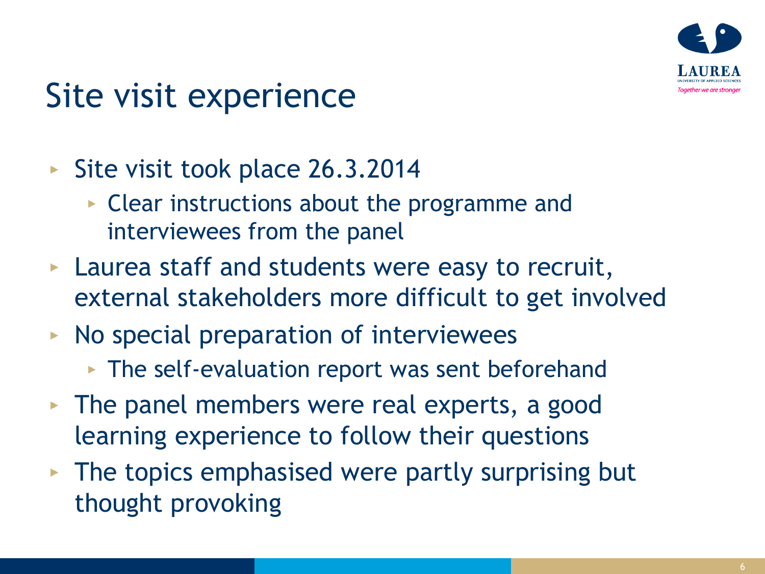# Site visit experience

- Site visit took place 26.3.2014
  - Clear instructions about the programme and interviewees from the panel
- Laurea staff and students were easy to recruit, external stakeholders more difficult to get involved
- No special preparation of interviewees
  - The self-evaluation report was sent beforehand
- The panel members were real experts, a good learning experience to follow their questions
- The topics emphasised were partly surprising but thought provoking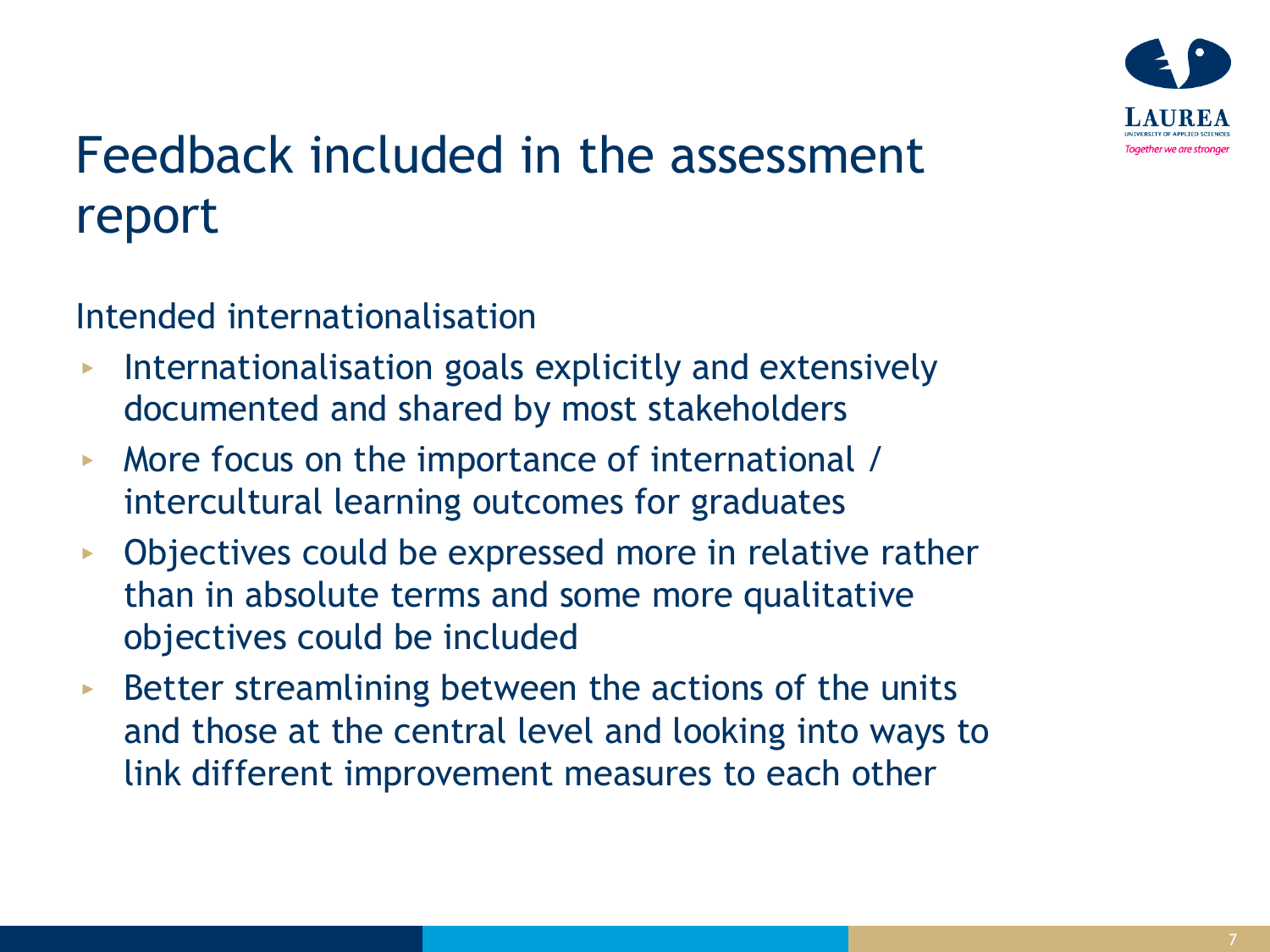# Feedback included in the assessment report

Intended internationalisation

- Internationalisation goals explicitly and extensively documented and shared by most stakeholders
- More focus on the importance of international / intercultural learning outcomes for graduates
- Objectives could be expressed more in relative rather than in absolute terms and some more qualitative objectives could be included
- Better streamlining between the actions of the units and those at the central level and looking into ways to link different improvement measures to each other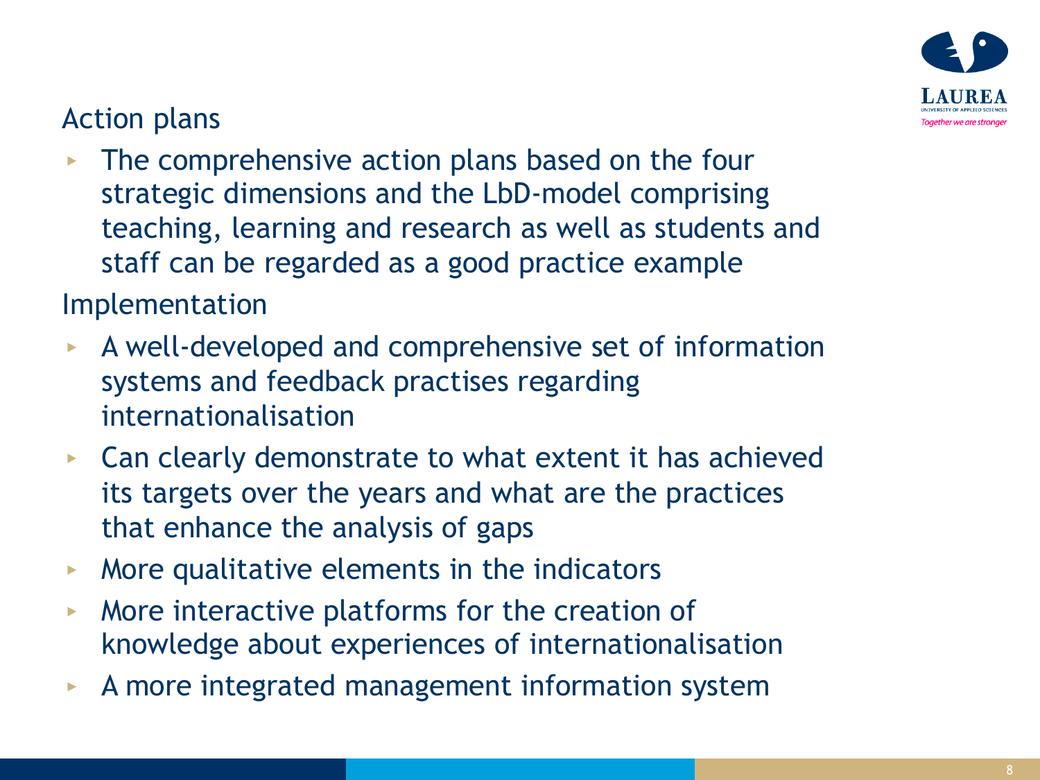## Action plans

- The comprehensive action plans based on the four strategic dimensions and the LbD-model comprising teaching, learning and research as well as students and staff can be regarded as a good practice example

## Implementation

- A well-developed and comprehensive set of information systems and feedback practises regarding internationalisation
- Can clearly demonstrate to what extent it has achieved its targets over the years and what are the practices that enhance the analysis of gaps
- More qualitative elements in the indicators
- More interactive platforms for the creation of knowledge about experiences of internationalisation
- A more integrated management information system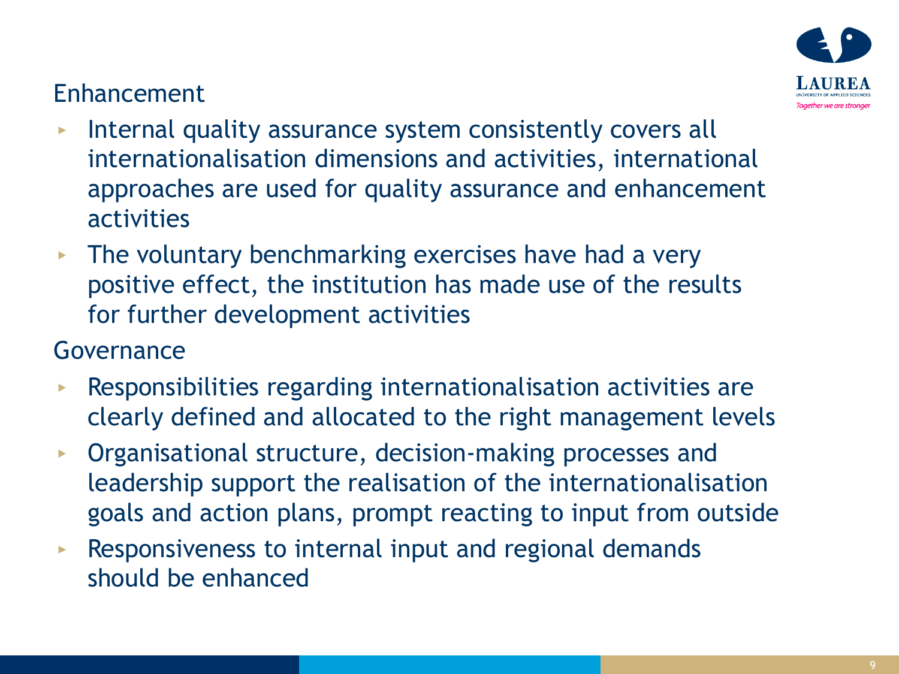## Enhancement

- Internal quality assurance system consistently covers all internationalisation dimensions and activities, international approaches are used for quality assurance and enhancement activities
- The voluntary benchmarking exercises have had a very positive effect, the institution has made use of the results for further development activities

## Governance

- Responsibilities regarding internationalisation activities are clearly defined and allocated to the right management levels
- Organisational structure, decision-making processes and leadership support the realisation of the internationalisation goals and action plans, prompt reacting to input from outside
- Responsiveness to internal input and regional demands should be enhanced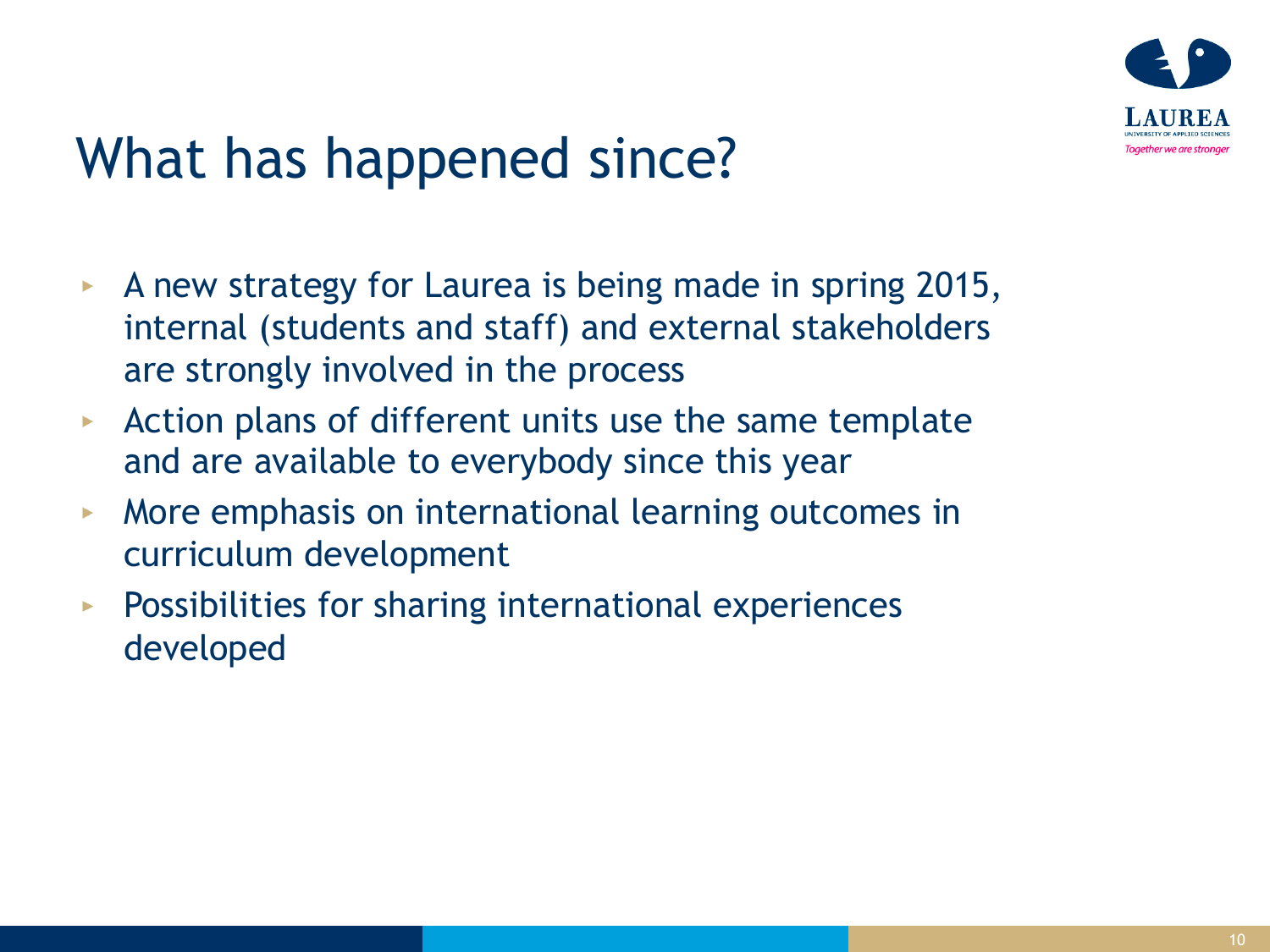# What has happened since?

- A new strategy for Laurea is being made in spring 2015, internal (students and staff) and external stakeholders are strongly involved in the process
- Action plans of different units use the same template and are available to everybody since this year
- More emphasis on international learning outcomes in curriculum development
- Possibilities for sharing international experiences developed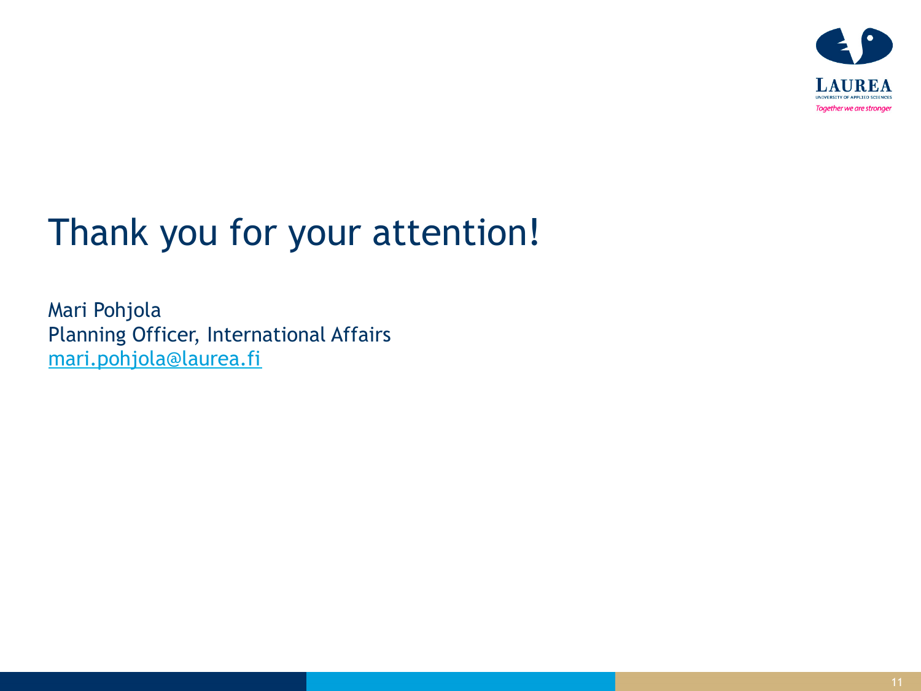# Thank you for your attention!

Mari Pohjola
Planning Officer, International Affairs
mari.pohjola@laurea.fi